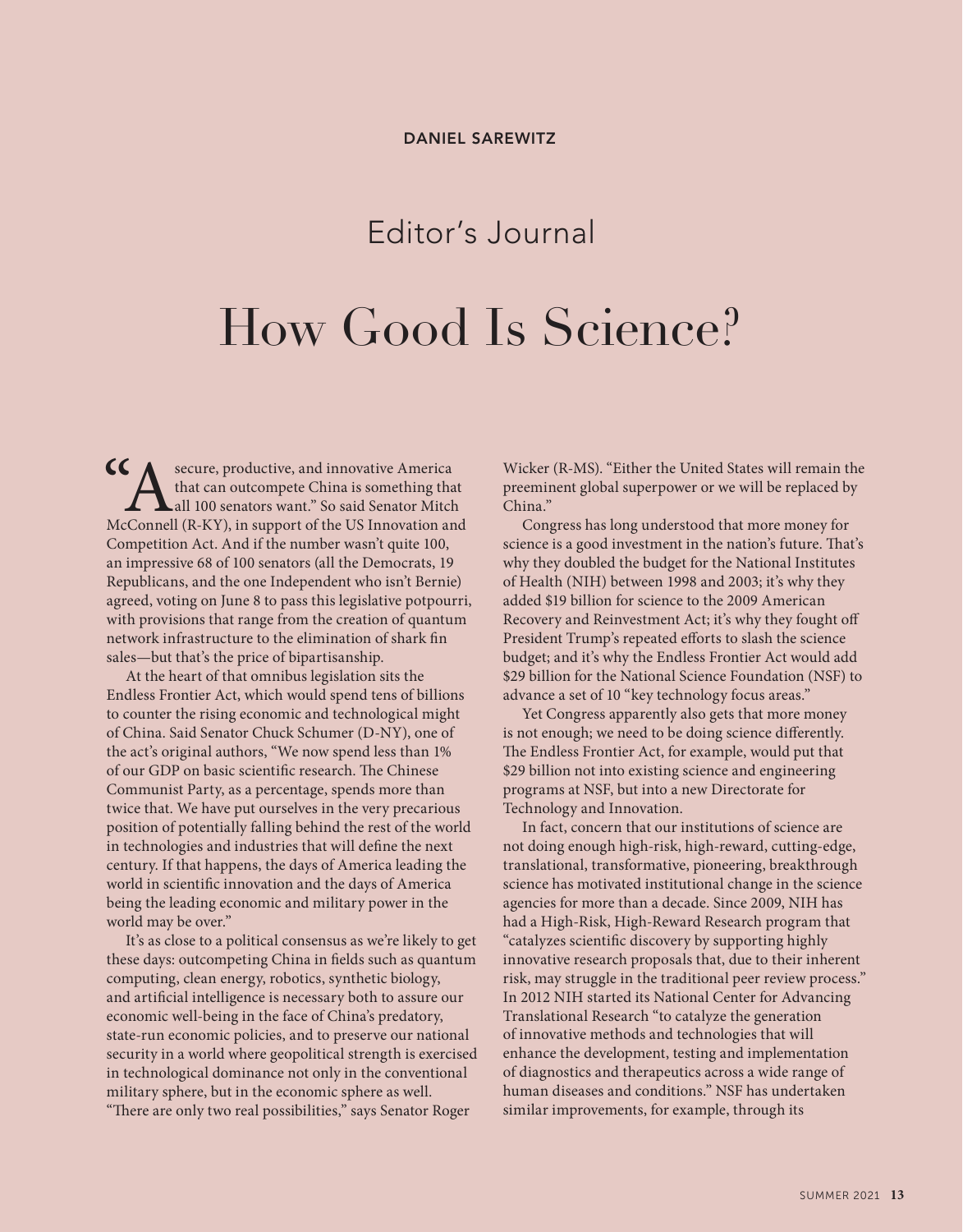DANIEL SAREWITZ

## Editor's Journal

# How Good Is Science?

"A secure, productive, and innovative America that can outcompete China is something that all 100 senators want." So said Senator Mitch McConnell (R-KY), in support of the US Innovation and Competition Act. And if the number wasn't quite 100, an impressive 68 of 100 senators (all the Democrats, 19 Republicans, and the one Independent who isn't Bernie) agreed, voting on June 8 to pass this legislative potpourri, with provisions that range from the creation of quantum network infrastructure to the elimination of shark fin sales—but that's the price of bipartisanship.

At the heart of that omnibus legislation sits the Endless Frontier Act, which would spend tens of billions to counter the rising economic and technological might of China. Said Senator Chuck Schumer (D-NY), one of the act's original authors, "We now spend less than 1% of our GDP on basic scientific research. The Chinese Communist Party, as a percentage, spends more than twice that. We have put ourselves in the very precarious position of potentially falling behind the rest of the world in technologies and industries that will define the next century. If that happens, the days of America leading the world in scientific innovation and the days of America being the leading economic and military power in the world may be over."

It's as close to a political consensus as we're likely to get these days: outcompeting China in fields such as quantum computing, clean energy, robotics, synthetic biology, and artificial intelligence is necessary both to assure our economic well-being in the face of China's predatory, state-run economic policies, and to preserve our national security in a world where geopolitical strength is exercised in technological dominance not only in the conventional military sphere, but in the economic sphere as well. "There are only two real possibilities," says Senator Roger Wicker (R-MS). "Either the United States will remain the preeminent global superpower or we will be replaced by China."

Congress has long understood that more money for science is a good investment in the nation's future. That's why they doubled the budget for the National Institutes of Health (NIH) between 1998 and 2003; it's why they added $19 billion for science to the 2009 American Recovery and Reinvestment Act; it's why they fought off President Trump's repeated efforts to slash the science budget; and it's why the Endless Frontier Act would add $29 billion for the National Science Foundation (NSF) to advance a set of 10 "key technology focus areas."

Yet Congress apparently also gets that more money is not enough; we need to be doing science differently. The Endless Frontier Act, for example, would put that $29 billion not into existing science and engineering programs at NSF, but into a new Directorate for Technology and Innovation.

In fact, concern that our institutions of science are not doing enough high-risk, high-reward, cutting-edge, translational, transformative, pioneering, breakthrough science has motivated institutional change in the science agencies for more than a decade. Since 2009, NIH has had a High-Risk, High-Reward Research program that "catalyzes scientific discovery by supporting highly innovative research proposals that, due to their inherent risk, may struggle in the traditional peer review process." In 2012 NIH started its National Center for Advancing Translational Research "to catalyze the generation of innovative methods and technologies that will enhance the development, testing and implementation of diagnostics and therapeutics across a wide range of human diseases and conditions." NSF has undertaken similar improvements, for example, through its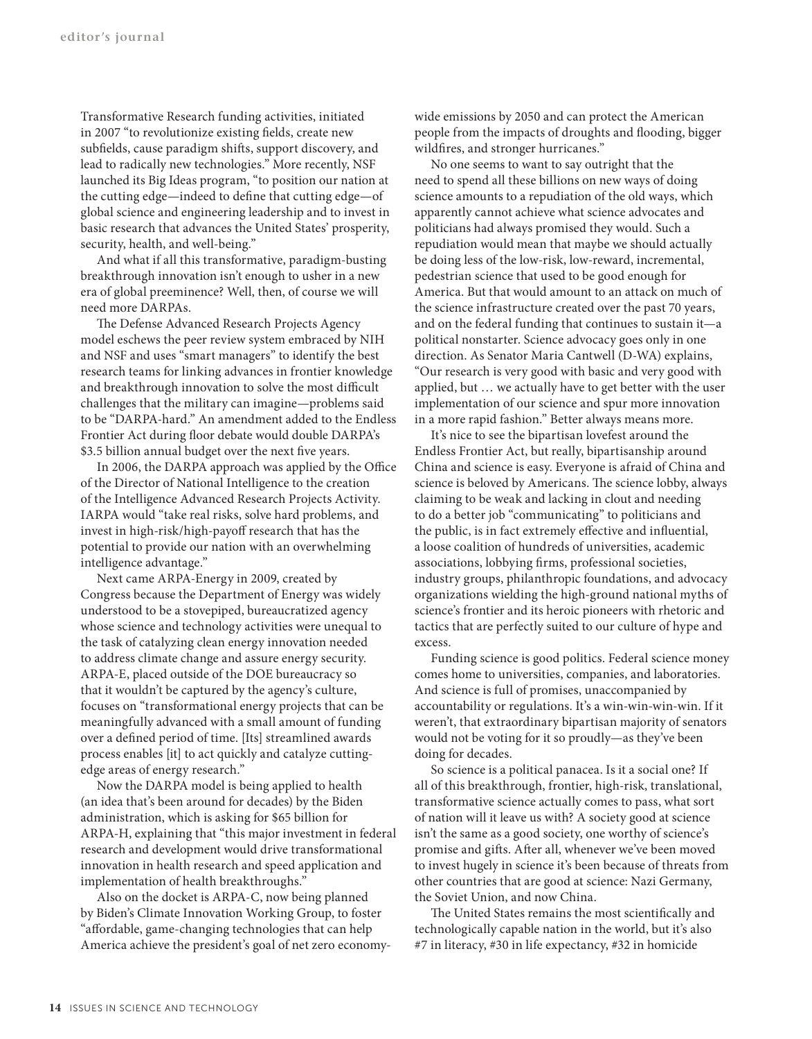Transformative Research funding activities, initiated in 2007 "to revolutionize existing fields, create new subfields, cause paradigm shifts, support discovery, and lead to radically new technologies." More recently, NSF launched its Big Ideas program, "to position our nation at the cutting edge—indeed to define that cutting edge—of global science and engineering leadership and to invest in basic research that advances the United States' prosperity, security, health, and well-being."

And what if all this transformative, paradigm-busting breakthrough innovation isn't enough to usher in a new era of global preeminence? Well, then, of course we will need more DARPAs.

The Defense Advanced Research Projects Agency model eschews the peer review system embraced by NIH and NSF and uses "smart managers" to identify the best research teams for linking advances in frontier knowledge and breakthrough innovation to solve the most difficult challenges that the military can imagine—problems said to be "DARPA-hard." An amendment added to the Endless Frontier Act during floor debate would double DARPA's $3.5 billion annual budget over the next five years.

In 2006, the DARPA approach was applied by the Office of the Director of National Intelligence to the creation of the Intelligence Advanced Research Projects Activity. IARPA would "take real risks, solve hard problems, and invest in high-risk/high-payoff research that has the potential to provide our nation with an overwhelming intelligence advantage."

Next came ARPA-Energy in 2009, created by Congress because the Department of Energy was widely understood to be a stovepiped, bureaucratized agency whose science and technology activities were unequal to the task of catalyzing clean energy innovation needed to address climate change and assure energy security. ARPA-E, placed outside of the DOE bureaucracy so that it wouldn't be captured by the agency's culture, focuses on "transformational energy projects that can be meaningfully advanced with a small amount of funding over a defined period of time. [Its] streamlined awards process enables [it] to act quickly and catalyze cutting-edge areas of energy research."

Now the DARPA model is being applied to health (an idea that's been around for decades) by the Biden administration, which is asking for $65 billion for ARPA-H, explaining that "this major investment in federal research and development would drive transformational innovation in health research and speed application and implementation of health breakthroughs."

Also on the docket is ARPA-C, now being planned by Biden's Climate Innovation Working Group, to foster "affordable, game-changing technologies that can help America achieve the president's goal of net zero economy-wide emissions by 2050 and can protect the American people from the impacts of droughts and flooding, bigger wildfires, and stronger hurricanes."

No one seems to want to say outright that the need to spend all these billions on new ways of doing science amounts to a repudiation of the old ways, which apparently cannot achieve what science advocates and politicians had always promised they would. Such a repudiation would mean that maybe we should actually be doing less of the low-risk, low-reward, incremental, pedestrian science that used to be good enough for America. But that would amount to an attack on much of the science infrastructure created over the past 70 years, and on the federal funding that continues to sustain it—a political nonstarter. Science advocacy goes only in one direction. As Senator Maria Cantwell (D-WA) explains, "Our research is very good with basic and very good with applied, but … we actually have to get better with the user implementation of our science and spur more innovation in a more rapid fashion." Better always means more.

It's nice to see the bipartisan lovefest around the Endless Frontier Act, but really, bipartisanship around China and science is easy. Everyone is afraid of China and science is beloved by Americans. The science lobby, always claiming to be weak and lacking in clout and needing to do a better job "communicating" to politicians and the public, is in fact extremely effective and influential, a loose coalition of hundreds of universities, academic associations, lobbying firms, professional societies, industry groups, philanthropic foundations, and advocacy organizations wielding the high-ground national myths of science's frontier and its heroic pioneers with rhetoric and tactics that are perfectly suited to our culture of hype and excess.

Funding science is good politics. Federal science money comes home to universities, companies, and laboratories. And science is full of promises, unaccompanied by accountability or regulations. It's a win-win-win-win. If it weren't, that extraordinary bipartisan majority of senators would not be voting for it so proudly—as they've been doing for decades.

So science is a political panacea. Is it a social one? If all of this breakthrough, frontier, high-risk, translational, transformative science actually comes to pass, what sort of nation will it leave us with? A society good at science isn't the same as a good society, one worthy of science's promise and gifts. After all, whenever we've been moved to invest hugely in science it's been because of threats from other countries that are good at science: Nazi Germany, the Soviet Union, and now China.

The United States remains the most scientifically and technologically capable nation in the world, but it's also #7 in literacy, #30 in life expectancy, #32 in homicide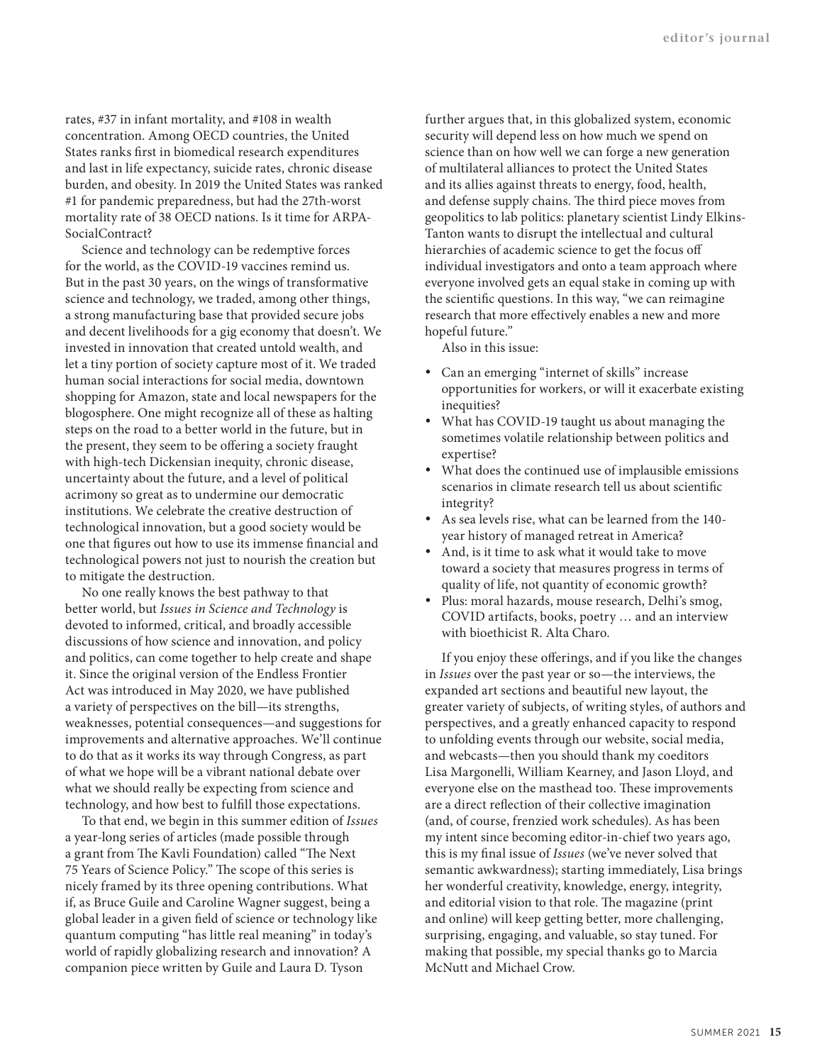rates, #37 in infant mortality, and #108 in wealth concentration. Among OECD countries, the United States ranks first in biomedical research expenditures and last in life expectancy, suicide rates, chronic disease burden, and obesity. In 2019 the United States was ranked #1 for pandemic preparedness, but had the 27th-worst mortality rate of 38 OECD nations. Is it time for ARPA-SocialContract?

Science and technology can be redemptive forces for the world, as the COVID-19 vaccines remind us. But in the past 30 years, on the wings of transformative science and technology, we traded, among other things, a strong manufacturing base that provided secure jobs and decent livelihoods for a gig economy that doesn't. We invested in innovation that created untold wealth, and let a tiny portion of society capture most of it. We traded human social interactions for social media, downtown shopping for Amazon, state and local newspapers for the blogosphere. One might recognize all of these as halting steps on the road to a better world in the future, but in the present, they seem to be offering a society fraught with high-tech Dickensian inequity, chronic disease, uncertainty about the future, and a level of political acrimony so great as to undermine our democratic institutions. We celebrate the creative destruction of technological innovation, but a good society would be one that figures out how to use its immense financial and technological powers not just to nourish the creation but to mitigate the destruction.

No one really knows the best pathway to that better world, but *Issues in Science and Technology* is devoted to informed, critical, and broadly accessible discussions of how science and innovation, and policy and politics, can come together to help create and shape it. Since the original version of the Endless Frontier Act was introduced in May 2020, we have published a variety of perspectives on the bill—its strengths, weaknesses, potential consequences—and suggestions for improvements and alternative approaches. We'll continue to do that as it works its way through Congress, as part of what we hope will be a vibrant national debate over what we should really be expecting from science and technology, and how best to fulfill those expectations.

To that end, we begin in this summer edition of *Issues* a year-long series of articles (made possible through a grant from The Kavli Foundation) called "The Next 75 Years of Science Policy." The scope of this series is nicely framed by its three opening contributions. What if, as Bruce Guile and Caroline Wagner suggest, being a global leader in a given field of science or technology like quantum computing "has little real meaning" in today's world of rapidly globalizing research and innovation? A companion piece written by Guile and Laura D. Tyson further argues that, in this globalized system, economic security will depend less on how much we spend on science than on how well we can forge a new generation of multilateral alliances to protect the United States and its allies against threats to energy, food, health, and defense supply chains. The third piece moves from geopolitics to lab politics: planetary scientist Lindy Elkins-Tanton wants to disrupt the intellectual and cultural hierarchies of academic science to get the focus off individual investigators and onto a team approach where everyone involved gets an equal stake in coming up with the scientific questions. In this way, "we can reimagine research that more effectively enables a new and more hopeful future."

Also in this issue:

- Can an emerging "internet of skills" increase opportunities for workers, or will it exacerbate existing inequities?
- What has COVID-19 taught us about managing the sometimes volatile relationship between politics and expertise?
- What does the continued use of implausible emissions scenarios in climate research tell us about scientific integrity?
- As sea levels rise, what can be learned from the 140-year history of managed retreat in America?
- And, is it time to ask what it would take to move toward a society that measures progress in terms of quality of life, not quantity of economic growth?
- Plus: moral hazards, mouse research, Delhi's smog, COVID artifacts, books, poetry … and an interview with bioethicist R. Alta Charo.

If you enjoy these offerings, and if you like the changes in *Issues* over the past year or so—the interviews, the expanded art sections and beautiful new layout, the greater variety of subjects, of writing styles, of authors and perspectives, and a greatly enhanced capacity to respond to unfolding events through our website, social media, and webcasts—then you should thank my coeditors Lisa Margonelli, William Kearney, and Jason Lloyd, and everyone else on the masthead too. These improvements are a direct reflection of their collective imagination (and, of course, frenzied work schedules). As has been my intent since becoming editor-in-chief two years ago, this is my final issue of *Issues* (we've never solved that semantic awkwardness); starting immediately, Lisa brings her wonderful creativity, knowledge, energy, integrity, and editorial vision to that role. The magazine (print and online) will keep getting better, more challenging, surprising, engaging, and valuable, so stay tuned. For making that possible, my special thanks go to Marcia McNutt and Michael Crow.